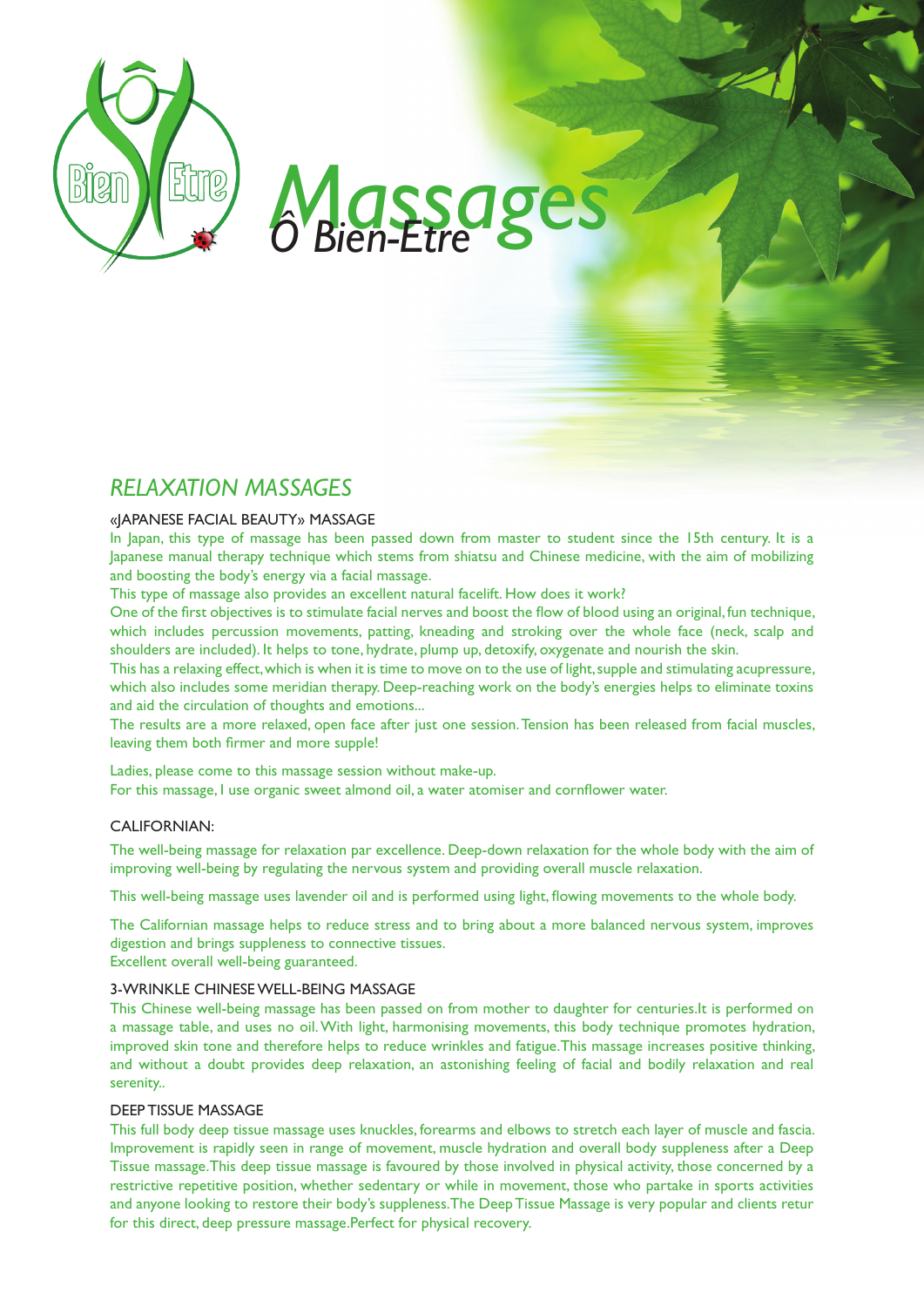# *Massages* *Ô Bien-Etre*

## *RELAXATION MASSAGES*

### «JAPANESE FACIAL BEAUTY» MASSAGE

In Japan, this type of massage has been passed down from master to student since the 15th century. It is a Japanese manual therapy technique which stems from shiatsu and Chinese medicine, with the aim of mobilizing and boosting the body's energy via a facial massage.

This type of massage also provides an excellent natural facelift. How does it work?

One of the first objectives is to stimulate facial nerves and boost the flow of blood using an original, fun technique, which includes percussion movements, patting, kneading and stroking over the whole face (neck, scalp and shoulders are included). It helps to tone, hydrate, plump up, detoxify, oxygenate and nourish the skin.

This has a relaxing effect, which is when it is time to move on to the use of light, supple and stimulating acupressure, which also includes some meridian therapy. Deep-reaching work on the body's energies helps to eliminate toxins and aid the circulation of thoughts and emotions...

The results are a more relaxed, open face after just one session. Tension has been released from facial muscles, leaving them both firmer and more supple!

Ladies, please come to this massage session without make-up.
For this massage, I use organic sweet almond oil, a water atomiser and cornflower water.

### CALIFORNIAN:

The well-being massage for relaxation par excellence. Deep-down relaxation for the whole body with the aim of improving well-being by regulating the nervous system and providing overall muscle relaxation.

This well-being massage uses lavender oil and is performed using light, flowing movements to the whole body.

The Californian massage helps to reduce stress and to bring about a more balanced nervous system, improves digestion and brings suppleness to connective tissues.
Excellent overall well-being guaranteed.

### 3-WRINKLE CHINESE WELL-BEING MASSAGE

This Chinese well-being massage has been passed on from mother to daughter for centuries.It is performed on a massage table, and uses no oil. With light, harmonising movements, this body technique promotes hydration, improved skin tone and therefore helps to reduce wrinkles and fatigue.This massage increases positive thinking, and without a doubt provides deep relaxation, an astonishing feeling of facial and bodily relaxation and real serenity..

### DEEP TISSUE MASSAGE

This full body deep tissue massage uses knuckles, forearms and elbows to stretch each layer of muscle and fascia. Improvement is rapidly seen in range of movement, muscle hydration and overall body suppleness after a Deep Tissue massage.This deep tissue massage is favoured by those involved in physical activity, those concerned by a restrictive repetitive position, whether sedentary or while in movement, those who partake in sports activities and anyone looking to restore their body's suppleness.The Deep Tissue Massage is very popular and clients retur for this direct, deep pressure massage.Perfect for physical recovery.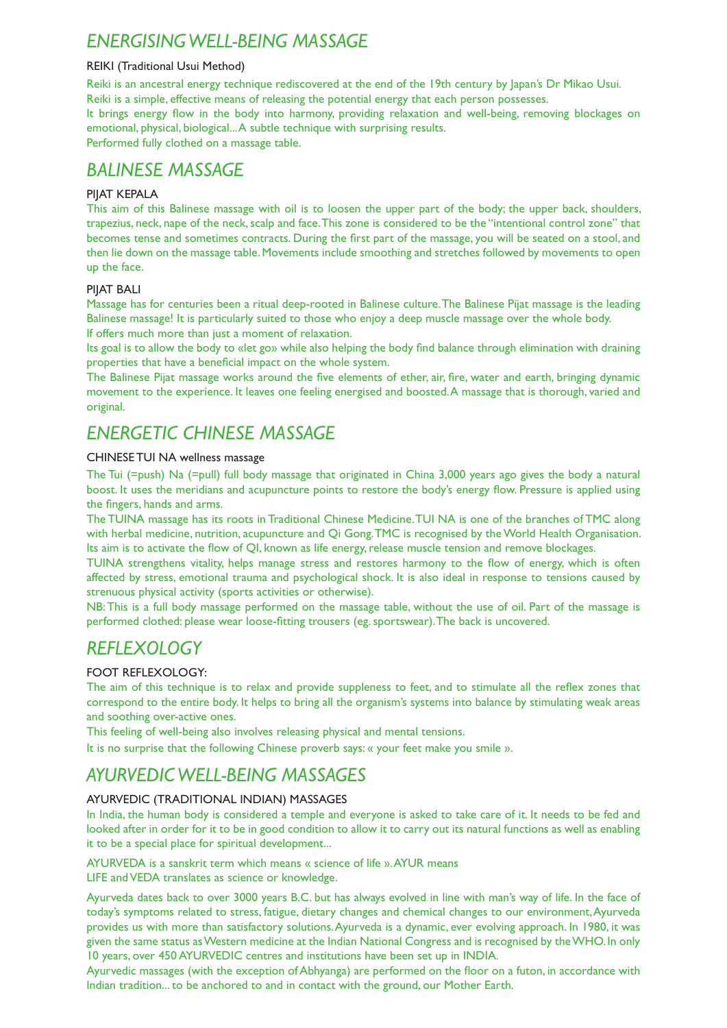## *ENERGISING WELL-BEING MASSAGE*

### REIKI (Traditional Usui Method)

Reiki is an ancestral energy technique rediscovered at the end of the 19th century by Japan's Dr Mikao Usui.
Reiki is a simple, effective means of releasing the potential energy that each person possesses.
It brings energy flow in the body into harmony, providing relaxation and well-being, removing blockages on emotional, physical, biological... A subtle technique with surprising results.
Performed fully clothed on a massage table.

## *BALINESE MASSAGE*

### PIJAT KEPALA

This aim of this Balinese massage with oil is to loosen the upper part of the body; the upper back, shoulders, trapezius, neck, nape of the neck, scalp and face. This zone is considered to be the "intentional control zone" that becomes tense and sometimes contracts. During the first part of the massage, you will be seated on a stool, and then lie down on the massage table. Movements include smoothing and stretches followed by movements to open up the face.

### PIJAT BALI

Massage has for centuries been a ritual deep-rooted in Balinese culture. The Balinese Pijat massage is the leading Balinese massage! It is particularly suited to those who enjoy a deep muscle massage over the whole body.
If offers much more than just a moment of relaxation.
Its goal is to allow the body to «let go» while also helping the body find balance through elimination with draining properties that have a beneficial impact on the whole system.
The Balinese Pijat massage works around the five elements of ether, air, fire, water and earth, bringing dynamic movement to the experience. It leaves one feeling energised and boosted. A massage that is thorough, varied and original.

## *ENERGETIC CHINESE MASSAGE*

### CHINESE TUI NA wellness massage

The Tui (=push) Na (=pull) full body massage that originated in China 3,000 years ago gives the body a natural boost. It uses the meridians and acupuncture points to restore the body's energy flow. Pressure is applied using the fingers, hands and arms.
The TUINA massage has its roots in Traditional Chinese Medicine. TUI NA is one of the branches of TMC along with herbal medicine, nutrition, acupuncture and Qi Gong. TMC is recognised by the World Health Organisation. Its aim is to activate the flow of QI, known as life energy, release muscle tension and remove blockages.
TUINA strengthens vitality, helps manage stress and restores harmony to the flow of energy, which is often affected by stress, emotional trauma and psychological shock. It is also ideal in response to tensions caused by strenuous physical activity (sports activities or otherwise).
NB: This is a full body massage performed on the massage table, without the use of oil. Part of the massage is performed clothed: please wear loose-fitting trousers (eg. sportswear). The back is uncovered.

## *REFLEXOLOGY*

### FOOT REFLEXOLOGY:

The aim of this technique is to relax and provide suppleness to feet, and to stimulate all the reflex zones that correspond to the entire body. It helps to bring all the organism's systems into balance by stimulating weak areas and soothing over-active ones.
This feeling of well-being also involves releasing physical and mental tensions.
It is no surprise that the following Chinese proverb says: « your feet make you smile ».

## *AYURVEDIC WELL-BEING MASSAGES*

### AYURVEDIC (TRADITIONAL INDIAN) MASSAGES

In India, the human body is considered a temple and everyone is asked to take care of it. It needs to be fed and looked after in order for it to be in good condition to allow it to carry out its natural functions as well as enabling it to be a special place for spiritual development...

AYURVEDA is a sanskrit term which means « science of life ». AYUR means
LIFE and VEDA translates as science or knowledge.

Ayurveda dates back to over 3000 years B.C. but has always evolved in line with man's way of life. In the face of today's symptoms related to stress, fatigue, dietary changes and chemical changes to our environment, Ayurveda provides us with more than satisfactory solutions. Ayurveda is a dynamic, ever evolving approach. In 1980, it was given the same status as Western medicine at the Indian National Congress and is recognised by the WHO. In only 10 years, over 450 AYURVEDIC centres and institutions have been set up in INDIA.
Ayurvedic massages (with the exception of Abhyanga) are performed on the floor on a futon, in accordance with Indian tradition... to be anchored to and in contact with the ground, our Mother Earth.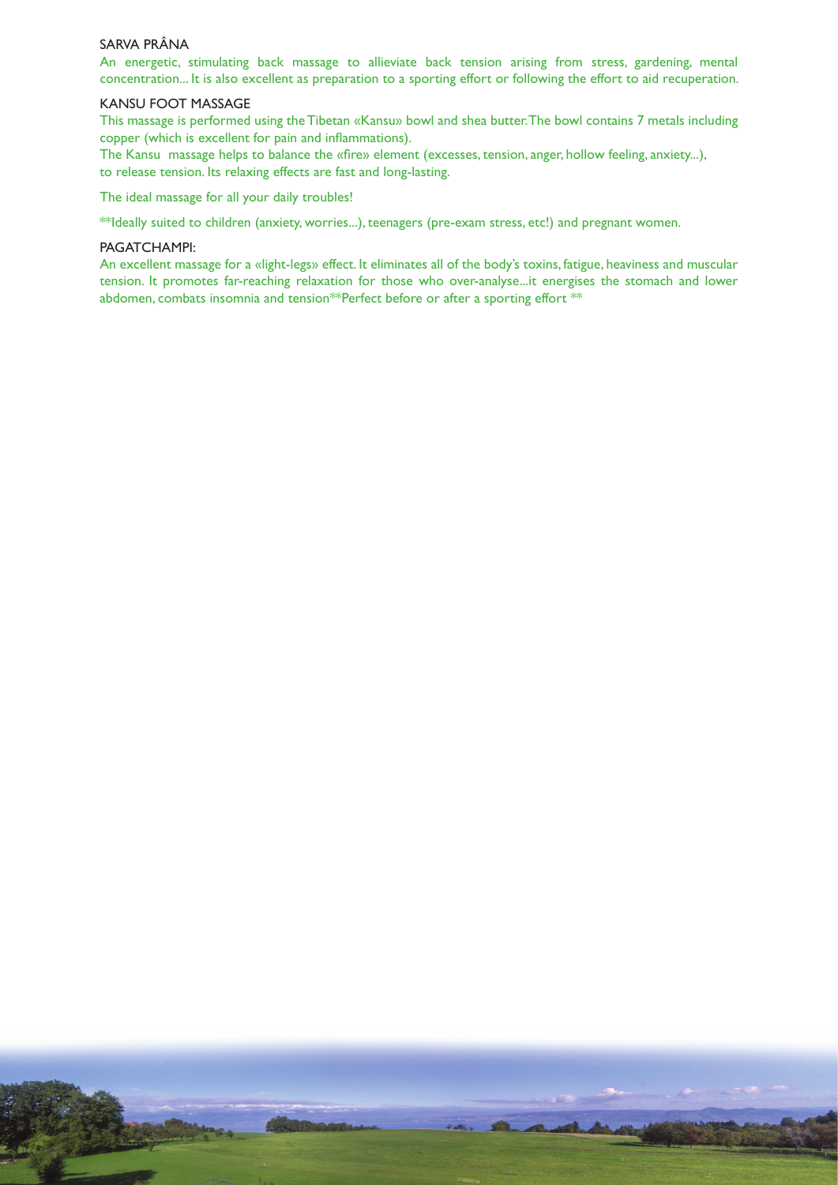## SARVA PRÂNA

An energetic, stimulating back massage to allieviate back tension arising from stress, gardening, mental concentration... It is also excellent as preparation to a sporting effort or following the effort to aid recuperation.

## KANSU FOOT MASSAGE

This massage is performed using the Tibetan «Kansu» bowl and shea butter. The bowl contains 7 metals including copper (which is excellent for pain and inflammations).
The Kansu massage helps to balance the «fire» element (excesses, tension, anger, hollow feeling, anxiety...), to release tension. Its relaxing effects are fast and long-lasting.

The ideal massage for all your daily troubles!

**Ideally suited to children (anxiety, worries...), teenagers (pre-exam stress, etc!) and pregnant women.

## PAGATCHAMPI:

An excellent massage for a «light-legs» effect. It eliminates all of the body's toxins, fatigue, heaviness and muscular tension. It promotes far-reaching relaxation for those who over-analyse...it energises the stomach and lower abdomen, combats insomnia and tension**Perfect before or after a sporting effort **